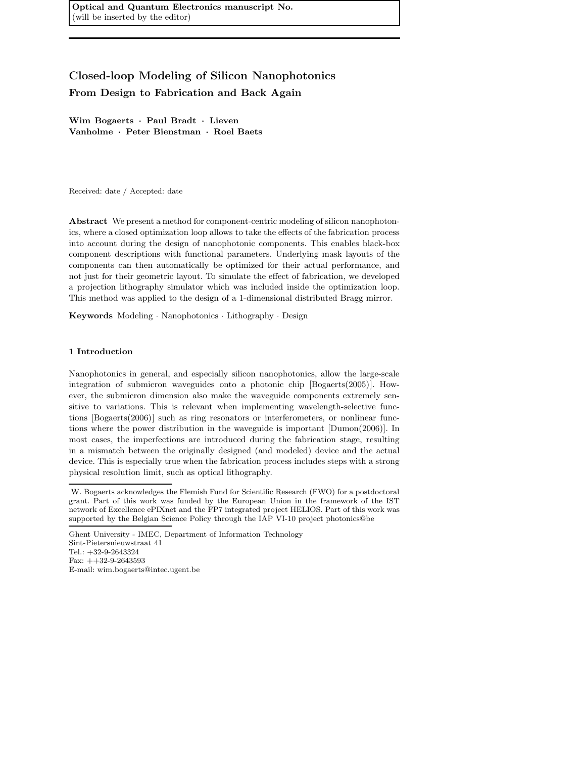Optical and Quantum Electronics manuscript No.
(will be inserted by the editor)

# Closed-loop Modeling of Silicon Nanophotonics

## From Design to Fabrication and Back Again

**Wim Bogaerts · Paul Bradt · Lieven Vanholme · Peter Bienstman · Roel Baets**

Received: date / Accepted: date

**Abstract** We present a method for component-centric modeling of silicon nanophotonics, where a closed optimization loop allows to take the effects of the fabrication process into account during the design of nanophotonic components. This enables black-box component descriptions with functional parameters. Underlying mask layouts of the components can then automatically be optimized for their actual performance, and not just for their geometric layout. To simulate the effect of fabrication, we developed a projection lithography simulator which was included inside the optimization loop. This method was applied to the design of a 1-dimensional distributed Bragg mirror.

**Keywords** Modeling · Nanophotonics · Lithography · Design

### 1 Introduction

Nanophotonics in general, and especially silicon nanophotonics, allow the large-scale integration of submicron waveguides onto a photonic chip [Bogaerts(2005)]. However, the submicron dimension also make the waveguide components extremely sensitive to variations. This is relevant when implementing wavelength-selective functions [Bogaerts(2006)] such as ring resonators or interferometers, or nonlinear functions where the power distribution in the waveguide is important [Dumon(2006)]. In most cases, the imperfections are introduced during the fabrication stage, resulting in a mismatch between the originally designed (and modeled) device and the actual device. This is especially true when the fabrication process includes steps with a strong physical resolution limit, such as optical lithography.

---

W. Bogaerts acknowledges the Flemish Fund for Scientific Research (FWO) for a postdoctoral grant. Part of this work was funded by the European Union in the framework of the IST network of Excellence ePIXnet and the FP7 integrated project HELIOS. Part of this work was supported by the Belgian Science Policy through the IAP VI-10 project photonics@be

---

Ghent University - IMEC, Department of Information Technology
Sint-Pietersnieuwstraat 41
Tel.: +32-9-2643324
Fax: ++32-9-2643593
E-mail: wim.bogaerts@intec.ugent.be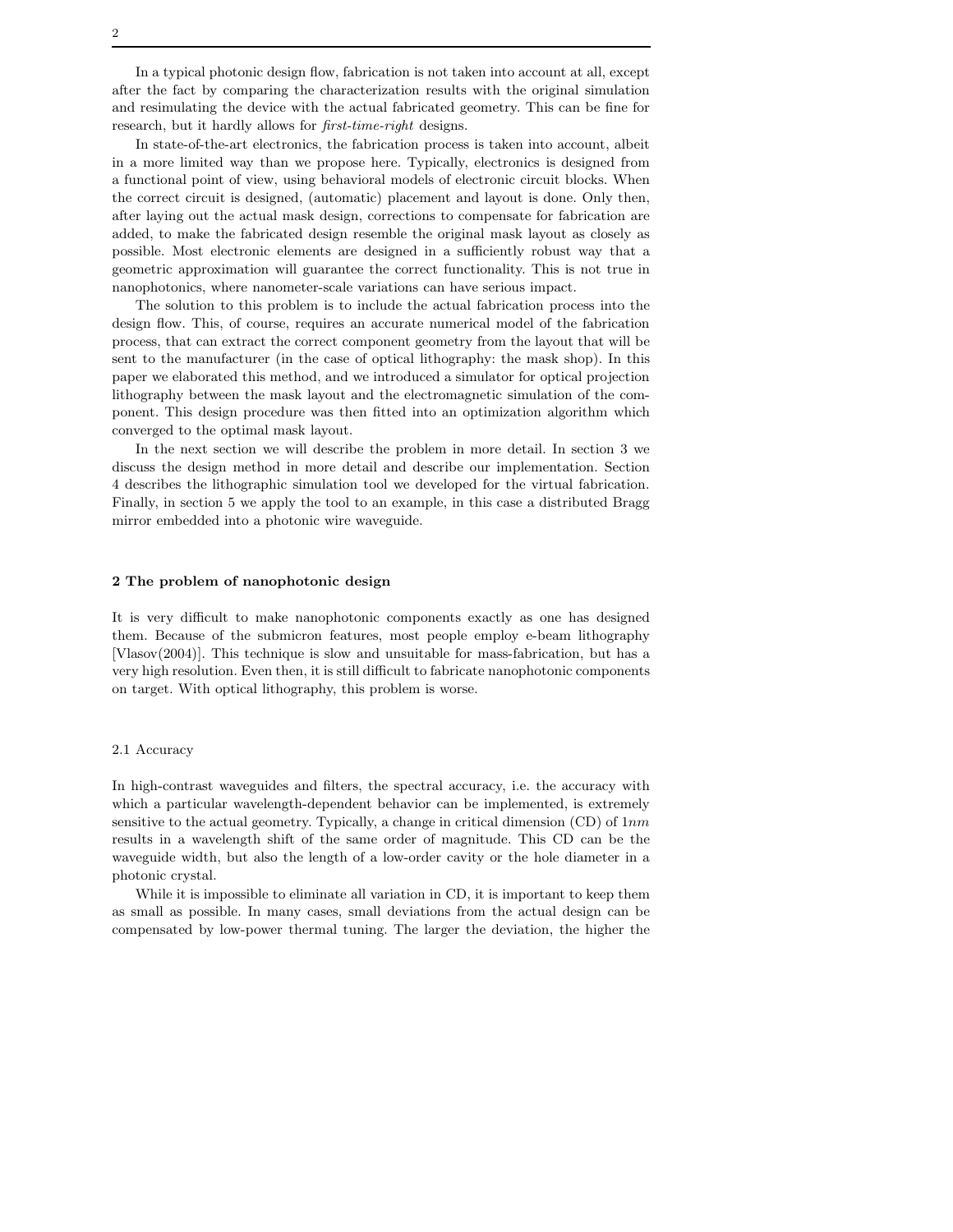In a typical photonic design flow, fabrication is not taken into account at all, except after the fact by comparing the characterization results with the original simulation and resimulating the device with the actual fabricated geometry. This can be fine for research, but it hardly allows for *first-time-right* designs.

In state-of-the-art electronics, the fabrication process is taken into account, albeit in a more limited way than we propose here. Typically, electronics is designed from a functional point of view, using behavioral models of electronic circuit blocks. When the correct circuit is designed, (automatic) placement and layout is done. Only then, after laying out the actual mask design, corrections to compensate for fabrication are added, to make the fabricated design resemble the original mask layout as closely as possible. Most electronic elements are designed in a sufficiently robust way that a geometric approximation will guarantee the correct functionality. This is not true in nanophotonics, where nanometer-scale variations can have serious impact.

The solution to this problem is to include the actual fabrication process into the design flow. This, of course, requires an accurate numerical model of the fabrication process, that can extract the correct component geometry from the layout that will be sent to the manufacturer (in the case of optical lithography: the mask shop). In this paper we elaborated this method, and we introduced a simulator for optical projection lithography between the mask layout and the electromagnetic simulation of the component. This design procedure was then fitted into an optimization algorithm which converged to the optimal mask layout.

In the next section we will describe the problem in more detail. In section 3 we discuss the design method in more detail and describe our implementation. Section 4 describes the lithographic simulation tool we developed for the virtual fabrication. Finally, in section 5 we apply the tool to an example, in this case a distributed Bragg mirror embedded into a photonic wire waveguide.

## 2 The problem of nanophotonic design

It is very difficult to make nanophotonic components exactly as one has designed them. Because of the submicron features, most people employ e-beam lithography [Vlasov(2004)]. This technique is slow and unsuitable for mass-fabrication, but has a very high resolution. Even then, it is still difficult to fabricate nanophotonic components on target. With optical lithography, this problem is worse.

### 2.1 Accuracy

In high-contrast waveguides and filters, the spectral accuracy, i.e. the accuracy with which a particular wavelength-dependent behavior can be implemented, is extremely sensitive to the actual geometry. Typically, a change in critical dimension (CD) of $1nm$ results in a wavelength shift of the same order of magnitude. This CD can be the waveguide width, but also the length of a low-order cavity or the hole diameter in a photonic crystal.

While it is impossible to eliminate all variation in CD, it is important to keep them as small as possible. In many cases, small deviations from the actual design can be compensated by low-power thermal tuning. The larger the deviation, the higher the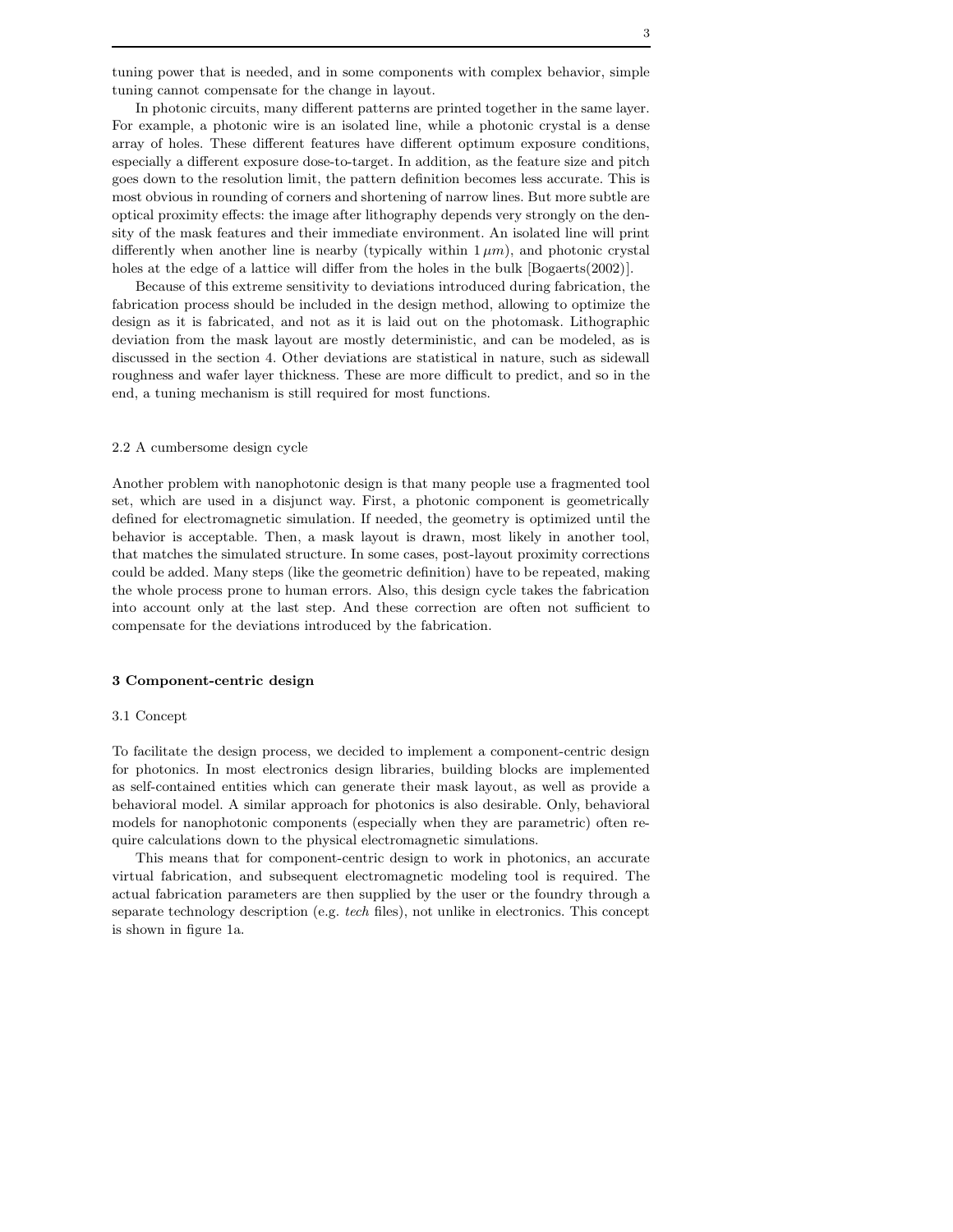tuning power that is needed, and in some components with complex behavior, simple tuning cannot compensate for the change in layout.

In photonic circuits, many different patterns are printed together in the same layer. For example, a photonic wire is an isolated line, while a photonic crystal is a dense array of holes. These different features have different optimum exposure conditions, especially a different exposure dose-to-target. In addition, as the feature size and pitch goes down to the resolution limit, the pattern definition becomes less accurate. This is most obvious in rounding of corners and shortening of narrow lines. But more subtle are optical proximity effects: the image after lithography depends very strongly on the density of the mask features and their immediate environment. An isolated line will print differently when another line is nearby (typically within $1\,\mu m$), and photonic crystal holes at the edge of a lattice will differ from the holes in the bulk [Bogaerts(2002)].

Because of this extreme sensitivity to deviations introduced during fabrication, the fabrication process should be included in the design method, allowing to optimize the design as it is fabricated, and not as it is laid out on the photomask. Lithographic deviation from the mask layout are mostly deterministic, and can be modeled, as is discussed in the section 4. Other deviations are statistical in nature, such as sidewall roughness and wafer layer thickness. These are more difficult to predict, and so in the end, a tuning mechanism is still required for most functions.

### 2.2 A cumbersome design cycle

Another problem with nanophotonic design is that many people use a fragmented tool set, which are used in a disjunct way. First, a photonic component is geometrically defined for electromagnetic simulation. If needed, the geometry is optimized until the behavior is acceptable. Then, a mask layout is drawn, most likely in another tool, that matches the simulated structure. In some cases, post-layout proximity corrections could be added. Many steps (like the geometric definition) have to be repeated, making the whole process prone to human errors. Also, this design cycle takes the fabrication into account only at the last step. And these correction are often not sufficient to compensate for the deviations introduced by the fabrication.

## 3 Component-centric design

### 3.1 Concept

To facilitate the design process, we decided to implement a component-centric design for photonics. In most electronics design libraries, building blocks are implemented as self-contained entities which can generate their mask layout, as well as provide a behavioral model. A similar approach for photonics is also desirable. Only, behavioral models for nanophotonic components (especially when they are parametric) often require calculations down to the physical electromagnetic simulations.

This means that for component-centric design to work in photonics, an accurate virtual fabrication, and subsequent electromagnetic modeling tool is required. The actual fabrication parameters are then supplied by the user or the foundry through a separate technology description (e.g. *tech* files), not unlike in electronics. This concept is shown in figure 1a.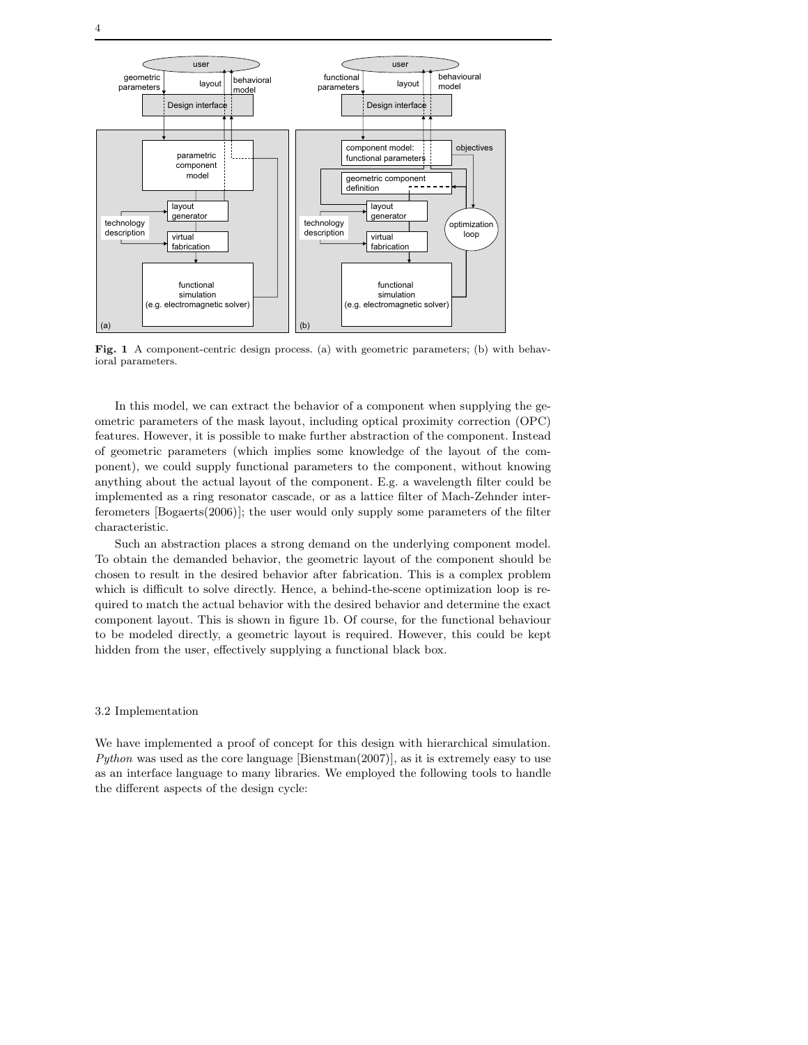**Fig. 1** A component-centric design process. (a) with geometric parameters; (b) with behavioral parameters.

In this model, we can extract the behavior of a component when supplying the geometric parameters of the mask layout, including optical proximity correction (OPC) features. However, it is possible to make further abstraction of the component. Instead of geometric parameters (which implies some knowledge of the layout of the component), we could supply functional parameters to the component, without knowing anything about the actual layout of the component. E.g. a wavelength filter could be implemented as a ring resonator cascade, or as a lattice filter of Mach-Zehnder interferometers [Bogaerts(2006)]; the user would only supply some parameters of the filter characteristic.

Such an abstraction places a strong demand on the underlying component model. To obtain the demanded behavior, the geometric layout of the component should be chosen to result in the desired behavior after fabrication. This is a complex problem which is difficult to solve directly. Hence, a behind-the-scene optimization loop is required to match the actual behavior with the desired behavior and determine the exact component layout. This is shown in figure 1b. Of course, for the functional behaviour to be modeled directly, a geometric layout is required. However, this could be kept hidden from the user, effectively supplying a functional black box.

### 3.2 Implementation

We have implemented a proof of concept for this design with hierarchical simulation. *Python* was used as the core language [Bienstman(2007)], as it is extremely easy to use as an interface language to many libraries. We employed the following tools to handle the different aspects of the design cycle: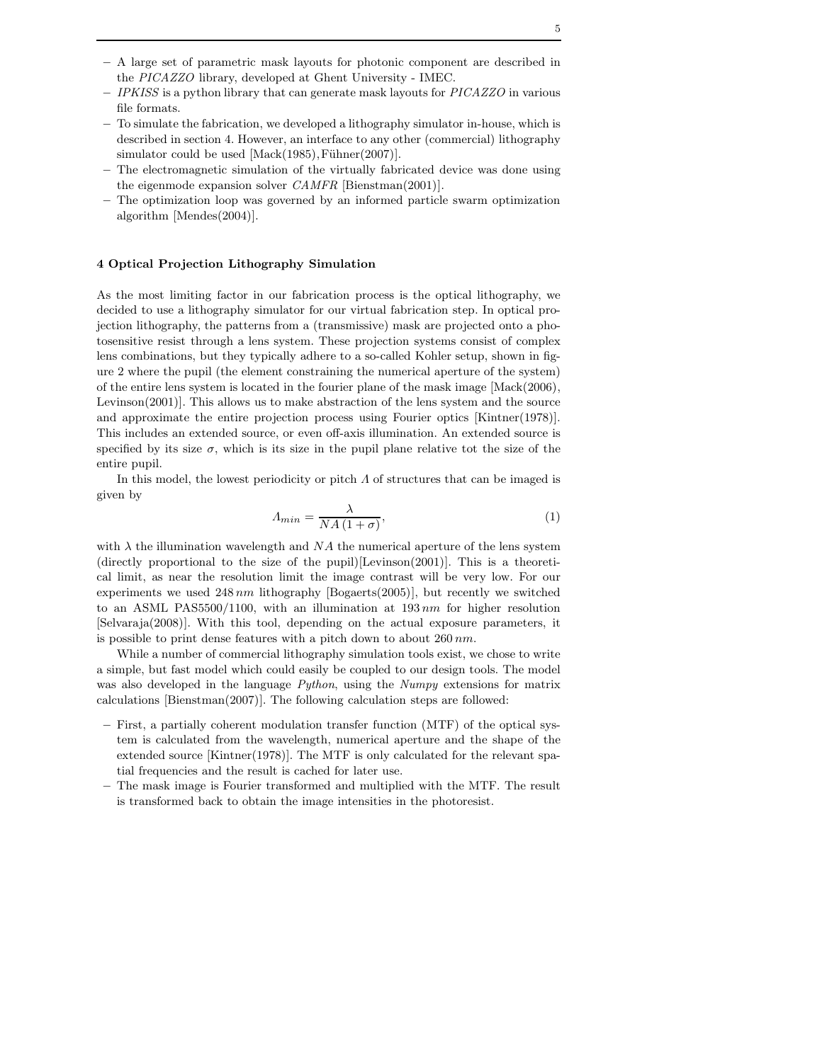- A large set of parametric mask layouts for photonic component are described in the *PICAZZO* library, developed at Ghent University - IMEC.
- *IPKISS* is a python library that can generate mask layouts for *PICAZZO* in various file formats.
- To simulate the fabrication, we developed a lithography simulator in-house, which is described in section 4. However, an interface to any other (commercial) lithography simulator could be used [Mack(1985),Führer(2007)].
- The electromagnetic simulation of the virtually fabricated device was done using the eigenmode expansion solver *CAMFR* [Bienstman(2001)].
- The optimization loop was governed by an informed particle swarm optimization algorithm [Mendes(2004)].

## 4 Optical Projection Lithography Simulation

As the most limiting factor in our fabrication process is the optical lithography, we decided to use a lithography simulator for our virtual fabrication step. In optical projection lithography, the patterns from a (transmissive) mask are projected onto a photosensitive resist through a lens system. These projection systems consist of complex lens combinations, but they typically adhere to a so-called Kohler setup, shown in figure 2 where the pupil (the element constraining the numerical aperture of the system) of the entire lens system is located in the fourier plane of the mask image [Mack(2006), Levinson(2001)]. This allows us to make abstraction of the lens system and the source and approximate the entire projection process using Fourier optics [Kintner(1978)]. This includes an extended source, or even off-axis illumination. An extended source is specified by its size $\sigma$, which is its size in the pupil plane relative tot the size of the entire pupil.

In this model, the lowest periodicity or pitch $\Lambda$ of structures that can be imaged is given by

$$\Lambda_{min} = \frac{\lambda}{NA\,(1+\sigma)}, \tag{1}$$

with $\lambda$ the illumination wavelength and $NA$ the numerical aperture of the lens system (directly proportional to the size of the pupil)[Levinson(2001)]. This is a theoretical limit, as near the resolution limit the image contrast will be very low. For our experiments we used $248\,nm$ lithography [Bogaerts(2005)], but recently we switched to an ASML PAS5500/1100, with an illumination at $193\,nm$ for higher resolution [Selvaraja(2008)]. With this tool, depending on the actual exposure parameters, it is possible to print dense features with a pitch down to about $260\,nm$.

While a number of commercial lithography simulation tools exist, we chose to write a simple, but fast model which could easily be coupled to our design tools. The model was also developed in the language *Python*, using the *Numpy* extensions for matrix calculations [Bienstman(2007)]. The following calculation steps are followed:

- First, a partially coherent modulation transfer function (MTF) of the optical system is calculated from the wavelength, numerical aperture and the shape of the extended source [Kintner(1978)]. The MTF is only calculated for the relevant spatial frequencies and the result is cached for later use.
- The mask image is Fourier transformed and multiplied with the MTF. The result is transformed back to obtain the image intensities in the photoresist.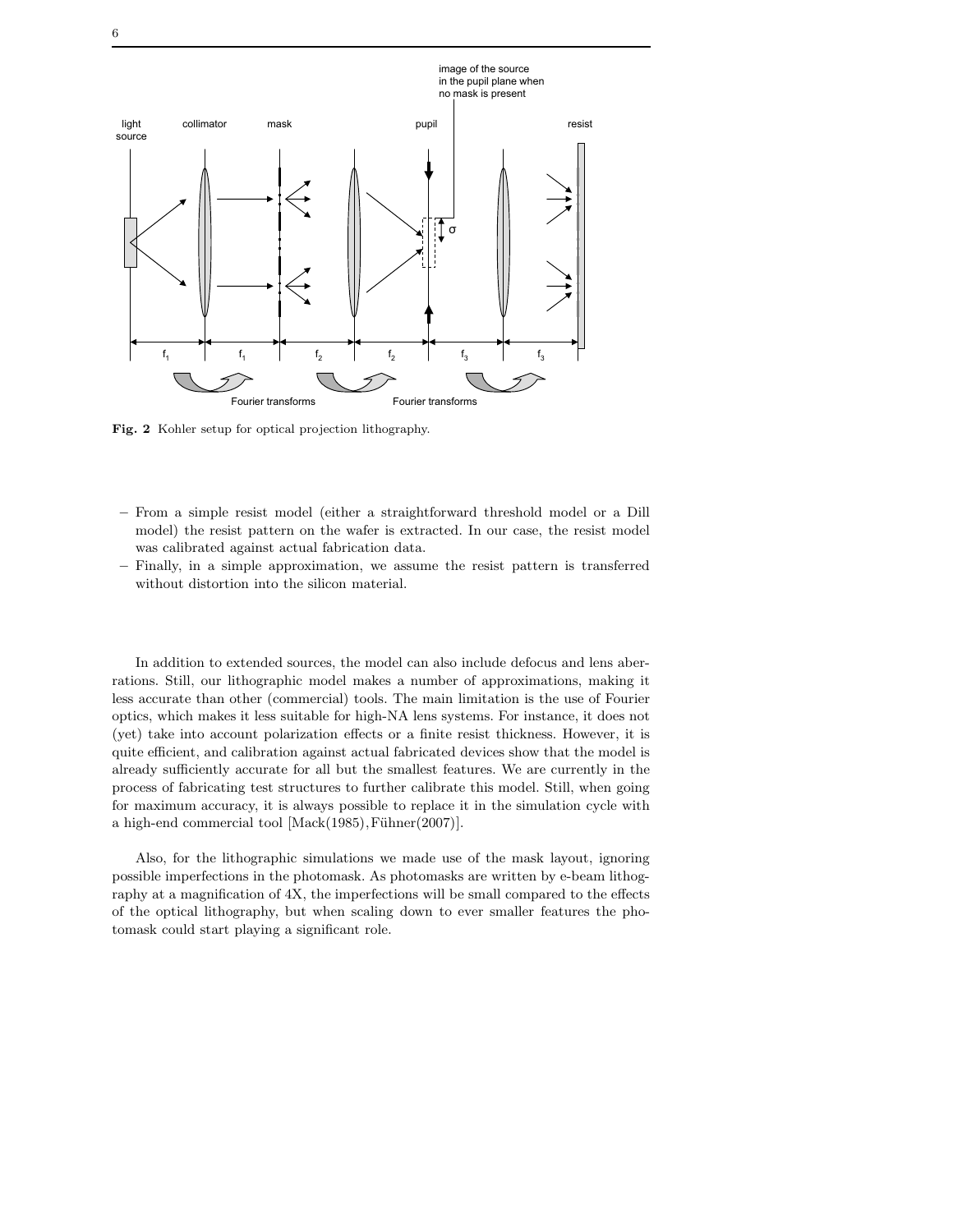Fig. 2 Kohler setup for optical projection lithography.

– From a simple resist model (either a straightforward threshold model or a Dill model) the resist pattern on the wafer is extracted. In our case, the resist model was calibrated against actual fabrication data.
– Finally, in a simple approximation, we assume the resist pattern is transferred without distortion into the silicon material.

In addition to extended sources, the model can also include defocus and lens aberrations. Still, our lithographic model makes a number of approximations, making it less accurate than other (commercial) tools. The main limitation is the use of Fourier optics, which makes it less suitable for high-NA lens systems. For instance, it does not (yet) take into account polarization effects or a finite resist thickness. However, it is quite efficient, and calibration against actual fabricated devices show that the model is already sufficiently accurate for all but the smallest features. We are currently in the process of fabricating test structures to further calibrate this model. Still, when going for maximum accuracy, it is always possible to replace it in the simulation cycle with a high-end commercial tool [Mack(1985),Führer(2007)].

Also, for the lithographic simulations we made use of the mask layout, ignoring possible imperfections in the photomask. As photomasks are written by e-beam lithography at a magnification of 4X, the imperfections will be small compared to the effects of the optical lithography, but when scaling down to ever smaller features the photomask could start playing a significant role.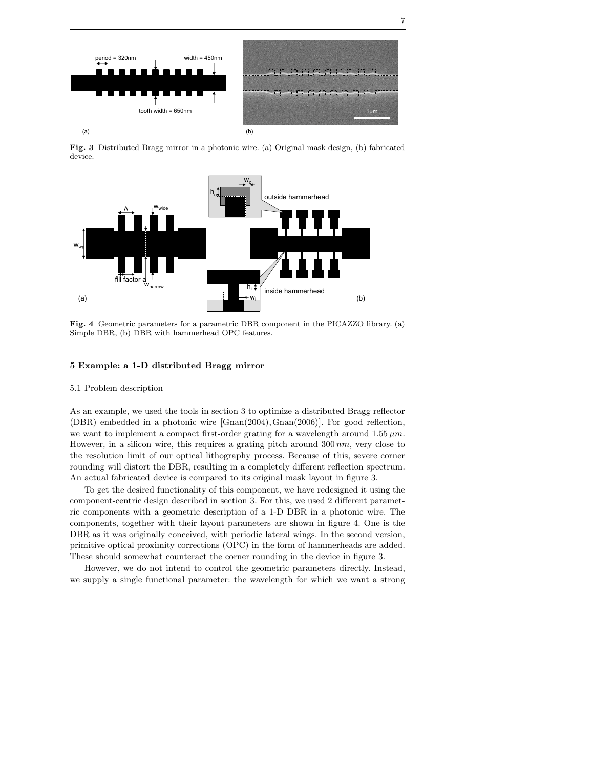**Fig. 3** Distributed Bragg mirror in a photonic wire. (a) Original mask design, (b) fabricated device.

**Fig. 4** Geometric parameters for a parametric DBR component in the PICAZZO library. (a) Simple DBR, (b) DBR with hammerhead OPC features.

## 5 Example: a 1-D distributed Bragg mirror

### 5.1 Problem description

As an example, we used the tools in section 3 to optimize a distributed Bragg reflector (DBR) embedded in a photonic wire [Gnan(2004), Gnan(2006)]. For good reflection, we want to implement a compact first-order grating for a wavelength around $1.55\,\mu m$. However, in a silicon wire, this requires a grating pitch around $300\,nm$, very close to the resolution limit of our optical lithography process. Because of this, severe corner rounding will distort the DBR, resulting in a completely different reflection spectrum. An actual fabricated device is compared to its original mask layout in figure 3.

To get the desired functionality of this component, we have redesigned it using the component-centric design described in section 3. For this, we used 2 different parametric components with a geometric description of a 1-D DBR in a photonic wire. The components, together with their layout parameters are shown in figure 4. One is the DBR as it was originally conceived, with periodic lateral wings. In the second version, primitive optical proximity corrections (OPC) in the form of hammerheads are added. These should somewhat counteract the corner rounding in the device in figure 3.

However, we do not intend to control the geometric parameters directly. Instead, we supply a single functional parameter: the wavelength for which we want a strong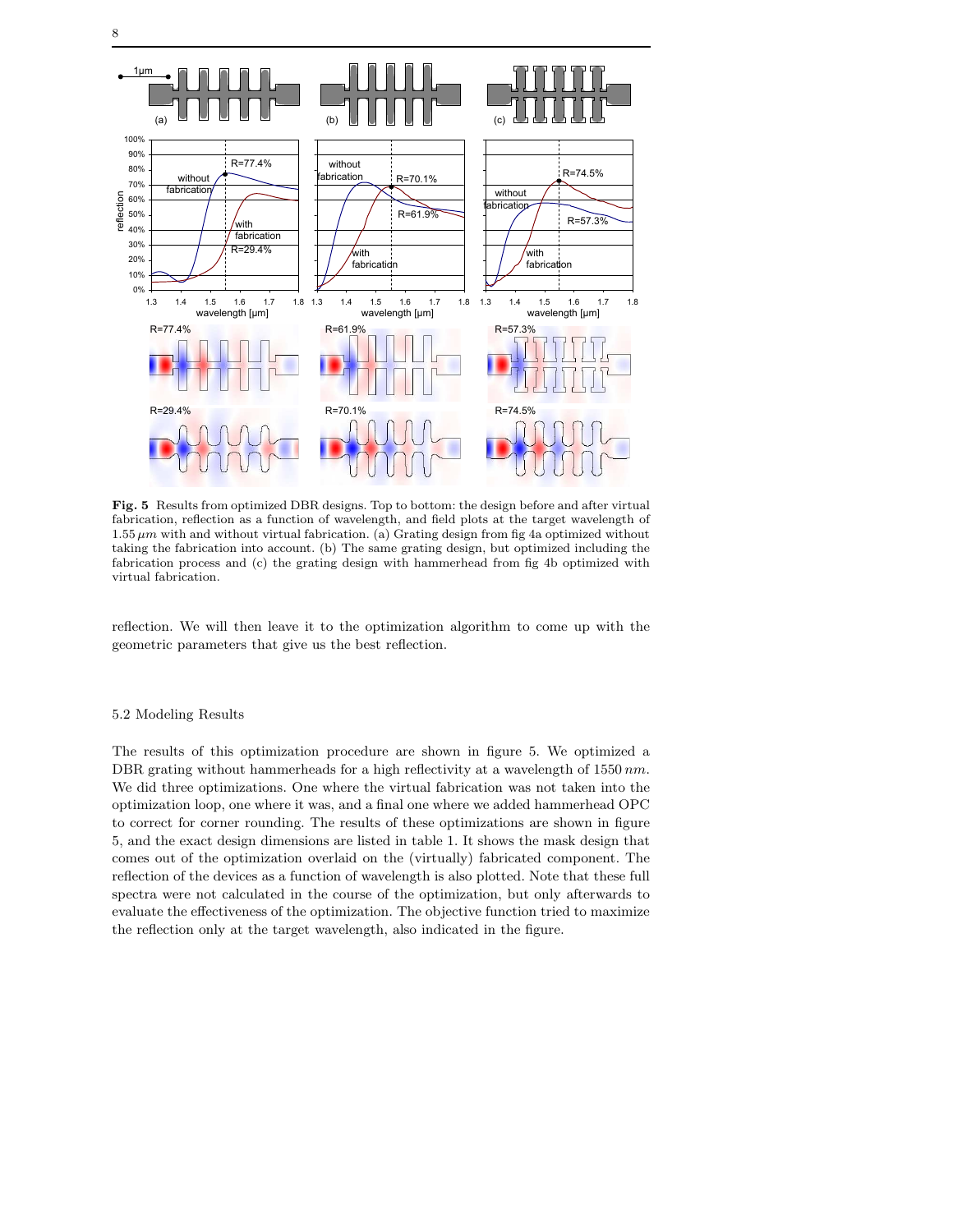**Fig. 5** Results from optimized DBR designs. Top to bottom: the design before and after virtual fabrication, reflection as a function of wavelength, and field plots at the target wavelength of $1.55\,\mu m$ with and without virtual fabrication. (a) Grating design from fig 4a optimized without taking the fabrication into account. (b) The same grating design, but optimized including the fabrication process and (c) the grating design with hammerhead from fig 4b optimized with virtual fabrication.

reflection. We will then leave it to the optimization algorithm to come up with the geometric parameters that give us the best reflection.

### 5.2 Modeling Results

The results of this optimization procedure are shown in figure 5. We optimized a DBR grating without hammerheads for a high reflectivity at a wavelength of $1550\,nm$. We did three optimizations. One where the virtual fabrication was not taken into the optimization loop, one where it was, and a final one where we added hammerhead OPC to correct for corner rounding. The results of these optimizations are shown in figure 5, and the exact design dimensions are listed in table 1. It shows the mask design that comes out of the optimization overlaid on the (virtually) fabricated component. The reflection of the devices as a function of wavelength is also plotted. Note that these full spectra were not calculated in the course of the optimization, but only afterwards to evaluate the effectiveness of the optimization. The objective function tried to maximize the reflection only at the target wavelength, also indicated in the figure.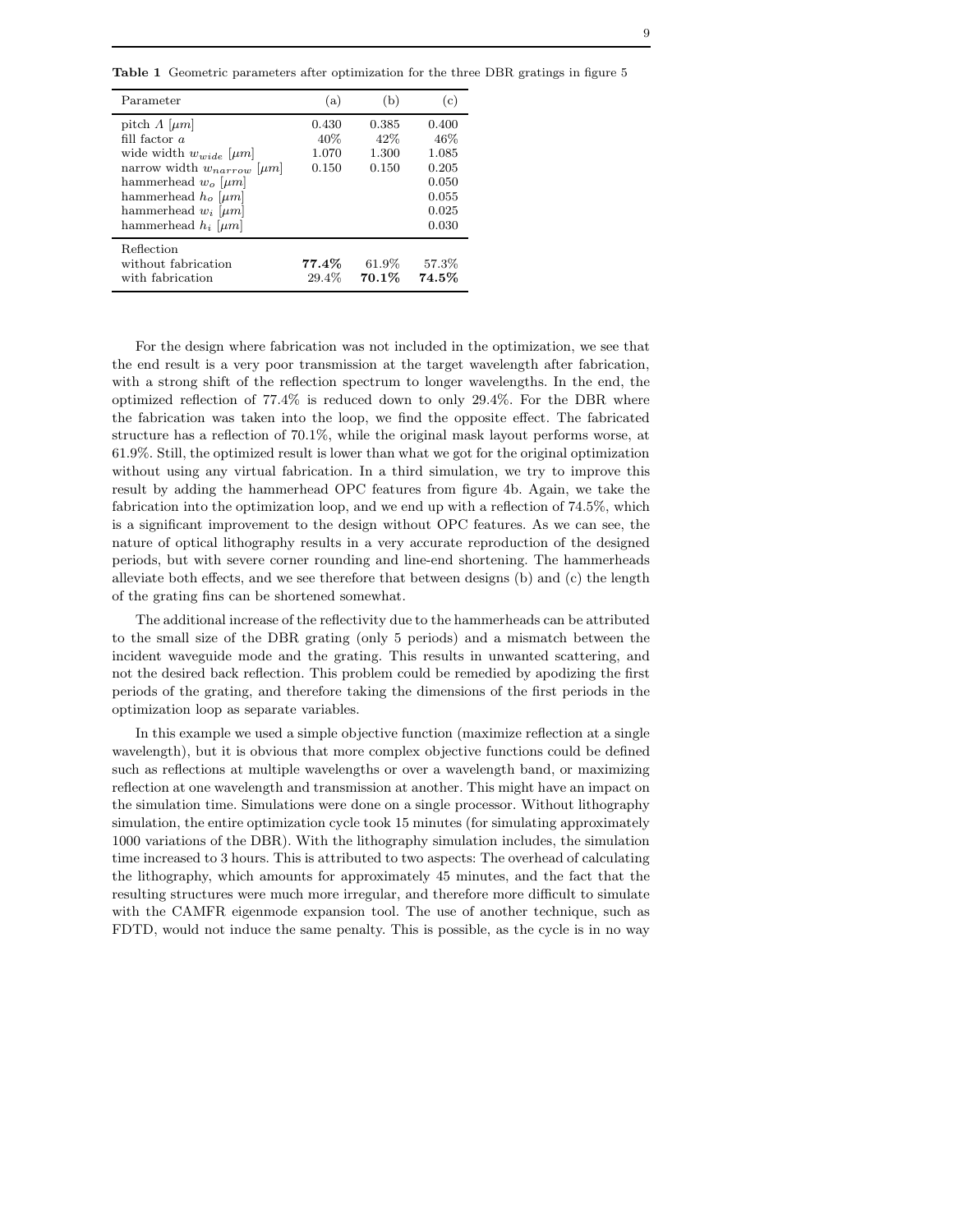**Table 1** Geometric parameters after optimization for the three DBR gratings in figure 5

| Parameter | (a) | (b) | (c) |
|---|---|---|---|
| pitch $\Lambda$ [$\mu m$] | 0.430 | 0.385 | 0.400 |
| fill factor $a$ | 40% | 42% | 46% |
| wide width $w_{wide}$ [$\mu m$] | 1.070 | 1.300 | 1.085 |
| narrow width $w_{narrow}$ [$\mu m$] | 0.150 | 0.150 | 0.205 |
| hammerhead $w_o$ [$\mu m$] | | | 0.050 |
| hammerhead $h_o$ [$\mu m$] | | | 0.055 |
| hammerhead $w_i$ [$\mu m$] | | | 0.025 |
| hammerhead $h_i$ [$\mu m$] | | | 0.030 |
| Reflection | | | |
| without fabrication | **77.4%** | 61.9% | 57.3% |
| with fabrication | 29.4% | **70.1%** | **74.5%** |

For the design where fabrication was not included in the optimization, we see that the end result is a very poor transmission at the target wavelength after fabrication, with a strong shift of the reflection spectrum to longer wavelengths. In the end, the optimized reflection of 77.4% is reduced down to only 29.4%. For the DBR where the fabrication was taken into the loop, we find the opposite effect. The fabricated structure has a reflection of 70.1%, while the original mask layout performs worse, at 61.9%. Still, the optimized result is lower than what we got for the original optimization without using any virtual fabrication. In a third simulation, we try to improve this result by adding the hammerhead OPC features from figure 4b. Again, we take the fabrication into the optimization loop, and we end up with a reflection of 74.5%, which is a significant improvement to the design without OPC features. As we can see, the nature of optical lithography results in a very accurate reproduction of the designed periods, but with severe corner rounding and line-end shortening. The hammerheads alleviate both effects, and we see therefore that between designs (b) and (c) the length of the grating fins can be shortened somewhat.

The additional increase of the reflectivity due to the hammerheads can be attributed to the small size of the DBR grating (only 5 periods) and a mismatch between the incident waveguide mode and the grating. This results in unwanted scattering, and not the desired back reflection. This problem could be remedied by apodizing the first periods of the grating, and therefore taking the dimensions of the first periods in the optimization loop as separate variables.

In this example we used a simple objective function (maximize reflection at a single wavelength), but it is obvious that more complex objective functions could be defined such as reflections at multiple wavelengths or over a wavelength band, or maximizing reflection at one wavelength and transmission at another. This might have an impact on the simulation time. Simulations were done on a single processor. Without lithography simulation, the entire optimization cycle took 15 minutes (for simulating approximately 1000 variations of the DBR). With the lithography simulation includes, the simulation time increased to 3 hours. This is attributed to two aspects: The overhead of calculating the lithography, which amounts for approximately 45 minutes, and the fact that the resulting structures were much more irregular, and therefore more difficult to simulate with the CAMFR eigenmode expansion tool. The use of another technique, such as FDTD, would not induce the same penalty. This is possible, as the cycle is in no way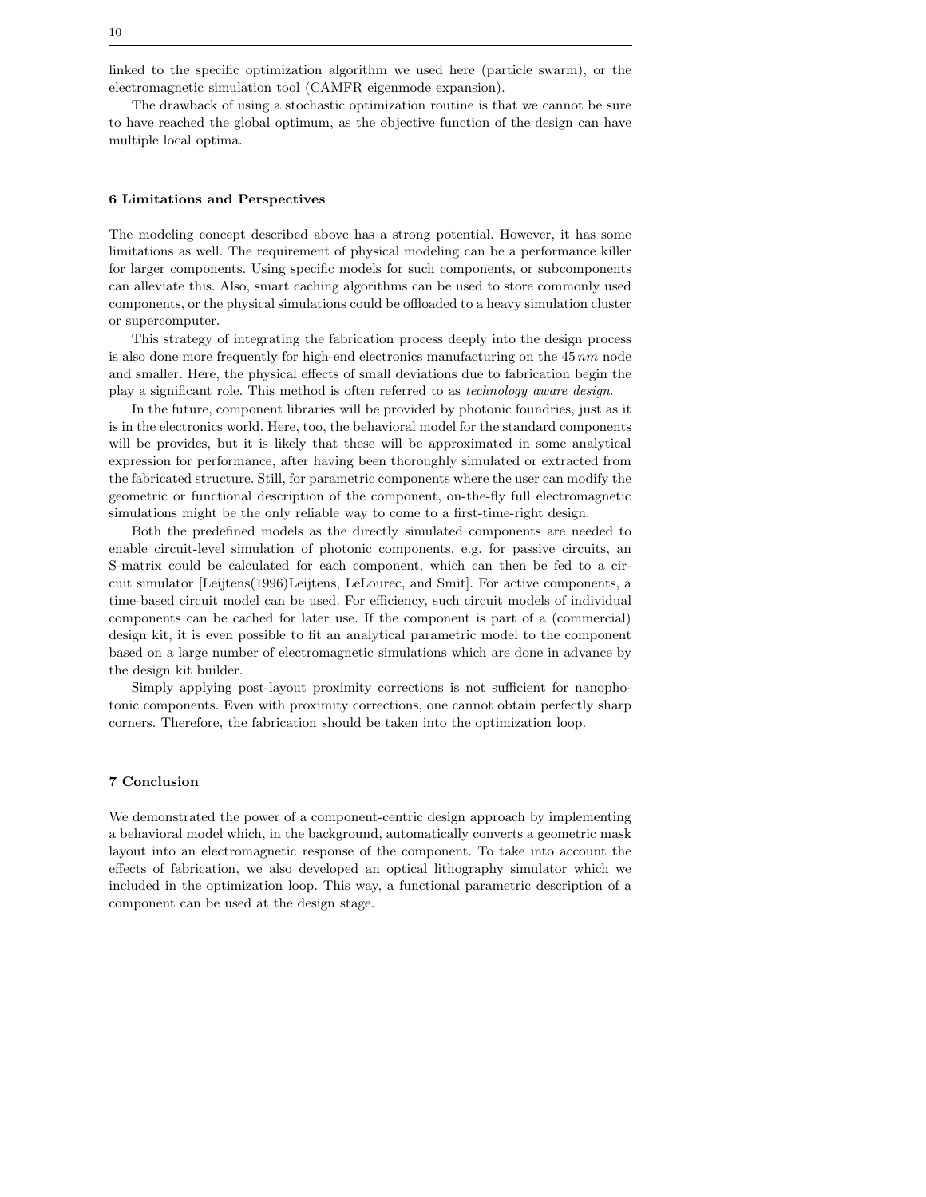linked to the specific optimization algorithm we used here (particle swarm), or the electromagnetic simulation tool (CAMFR eigenmode expansion).

The drawback of using a stochastic optimization routine is that we cannot be sure to have reached the global optimum, as the objective function of the design can have multiple local optima.

## 6 Limitations and Perspectives

The modeling concept described above has a strong potential. However, it has some limitations as well. The requirement of physical modeling can be a performance killer for larger components. Using specific models for such components, or subcomponents can alleviate this. Also, smart caching algorithms can be used to store commonly used components, or the physical simulations could be offloaded to a heavy simulation cluster or supercomputer.

This strategy of integrating the fabrication process deeply into the design process is also done more frequently for high-end electronics manufacturing on the 45 $nm$ node and smaller. Here, the physical effects of small deviations due to fabrication begin the play a significant role. This method is often referred to as *technology aware design*.

In the future, component libraries will be provided by photonic foundries, just as it is in the electronics world. Here, too, the behavioral model for the standard components will be provides, but it is likely that these will be approximated in some analytical expression for performance, after having been thoroughly simulated or extracted from the fabricated structure. Still, for parametric components where the user can modify the geometric or functional description of the component, on-the-fly full electromagnetic simulations might be the only reliable way to come to a first-time-right design.

Both the predefined models as the directly simulated components are needed to enable circuit-level simulation of photonic components. e.g. for passive circuits, an S-matrix could be calculated for each component, which can then be fed to a circuit simulator [Leijtens(1996)Leijtens, LeLourec, and Smit]. For active components, a time-based circuit model can be used. For efficiency, such circuit models of individual components can be cached for later use. If the component is part of a (commercial) design kit, it is even possible to fit an analytical parametric model to the component based on a large number of electromagnetic simulations which are done in advance by the design kit builder.

Simply applying post-layout proximity corrections is not sufficient for nanophotonic components. Even with proximity corrections, one cannot obtain perfectly sharp corners. Therefore, the fabrication should be taken into the optimization loop.

## 7 Conclusion

We demonstrated the power of a component-centric design approach by implementing a behavioral model which, in the background, automatically converts a geometric mask layout into an electromagnetic response of the component. To take into account the effects of fabrication, we also developed an optical lithography simulator which we included in the optimization loop. This way, a functional parametric description of a component can be used at the design stage.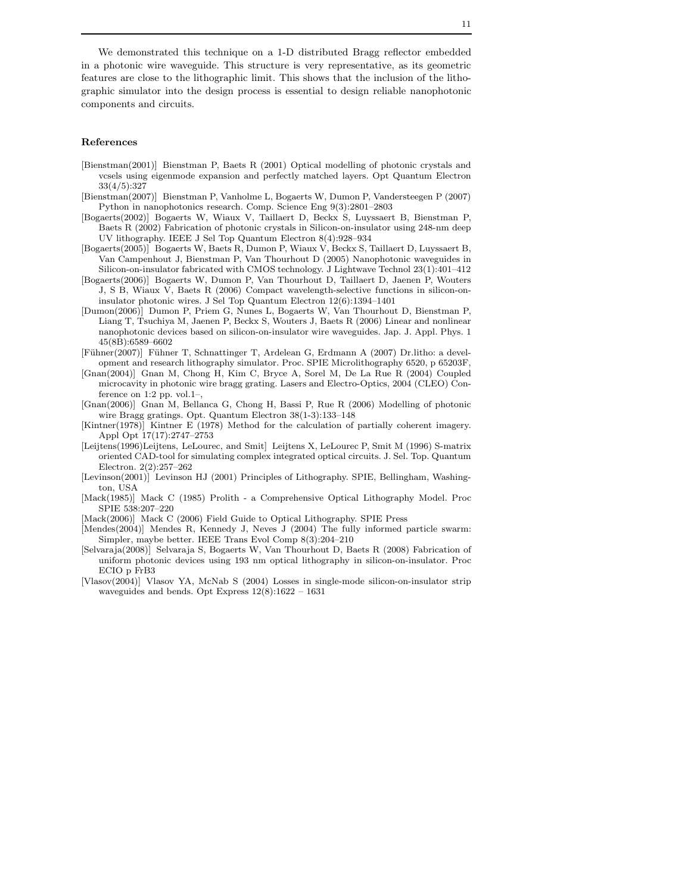We demonstrated this technique on a 1-D distributed Bragg reflector embedded in a photonic wire waveguide. This structure is very representative, as its geometric features are close to the lithographic limit. This shows that the inclusion of the lithographic simulator into the design process is essential to design reliable nanophotonic components and circuits.

## References

[Bienstman(2001)] Bienstman P, Baets R (2001) Optical modelling of photonic crystals and vcsels using eigenmode expansion and perfectly matched layers. Opt Quantum Electron 33(4/5):327

[Bienstman(2007)] Bienstman P, Vanholme L, Bogaerts W, Dumon P, Vandersteegen P (2007) Python in nanophotonics research. Comp. Science Eng 9(3):2801–2803

[Bogaerts(2002)] Bogaerts W, Wiaux V, Taillaert D, Beckx S, Luyssaert B, Bienstman P, Baets R (2002) Fabrication of photonic crystals in Silicon-on-insulator using 248-nm deep UV lithography. IEEE J Sel Top Quantum Electron 8(4):928–934

[Bogaerts(2005)] Bogaerts W, Baets R, Dumon P, Wiaux V, Beckx S, Taillaert D, Luyssaert B, Van Campenhout J, Bienstman P, Van Thourhout D (2005) Nanophotonic waveguides in Silicon-on-insulator fabricated with CMOS technology. J Lightwave Technol 23(1):401–412

[Bogaerts(2006)] Bogaerts W, Dumon P, Van Thourhout D, Taillaert D, Jaenen P, Wouters J, S B, Wiaux V, Baets R (2006) Compact wavelength-selective functions in silicon-on-insulator photonic wires. J Sel Top Quantum Electron 12(6):1394–1401

[Dumon(2006)] Dumon P, Priem G, Nunes L, Bogaerts W, Van Thourhout D, Bienstman P, Liang T, Tsuchiya M, Jaenen P, Beckx S, Wouters J, Baets R (2006) Linear and nonlinear nanophotonic devices based on silicon-on-insulator wire waveguides. Jap. J. Appl. Phys. 1 45(8B):6589–6602

[Fühner(2007)] Fühner T, Schnattinger T, Ardelean G, Erdmann A (2007) Dr.litho: a development and research lithography simulator. Proc. SPIE Microlithography 6520, p 65203F,

[Gnan(2004)] Gnan M, Chong H, Kim C, Bryce A, Sorel M, De La Rue R (2004) Coupled microcavity in photonic wire bragg grating. Lasers and Electro-Optics, 2004 (CLEO) Conference on 1:2 pp. vol.1–,

[Gnan(2006)] Gnan M, Bellanca G, Chong H, Bassi P, Rue R (2006) Modelling of photonic wire Bragg gratings. Opt. Quantum Electron 38(1-3):133–148

[Kintner(1978)] Kintner E (1978) Method for the calculation of partially coherent imagery. Appl Opt 17(17):2747–2753

[Leijtens(1996)Leijtens, LeLourec, and Smit] Leijtens X, LeLourec P, Smit M (1996) S-matrix oriented CAD-tool for simulating complex integrated optical circuits. J. Sel. Top. Quantum Electron. 2(2):257–262

[Levinson(2001)] Levinson HJ (2001) Principles of Lithography. SPIE, Bellingham, Washington, USA

[Mack(1985)] Mack C (1985) Prolith - a Comprehensive Optical Lithography Model. Proc SPIE 538:207–220

[Mack(2006)] Mack C (2006) Field Guide to Optical Lithography. SPIE Press

[Mendes(2004)] Mendes R, Kennedy J, Neves J (2004) The fully informed particle swarm: Simpler, maybe better. IEEE Trans Evol Comp 8(3):204–210

[Selvaraja(2008)] Selvaraja S, Bogaerts W, Van Thourhout D, Baets R (2008) Fabrication of uniform photonic devices using 193 nm optical lithography in silicon-on-insulator. Proc ECIO p FrB3

[Vlasov(2004)] Vlasov YA, McNab S (2004) Losses in single-mode silicon-on-insulator strip waveguides and bends. Opt Express 12(8):1622 – 1631